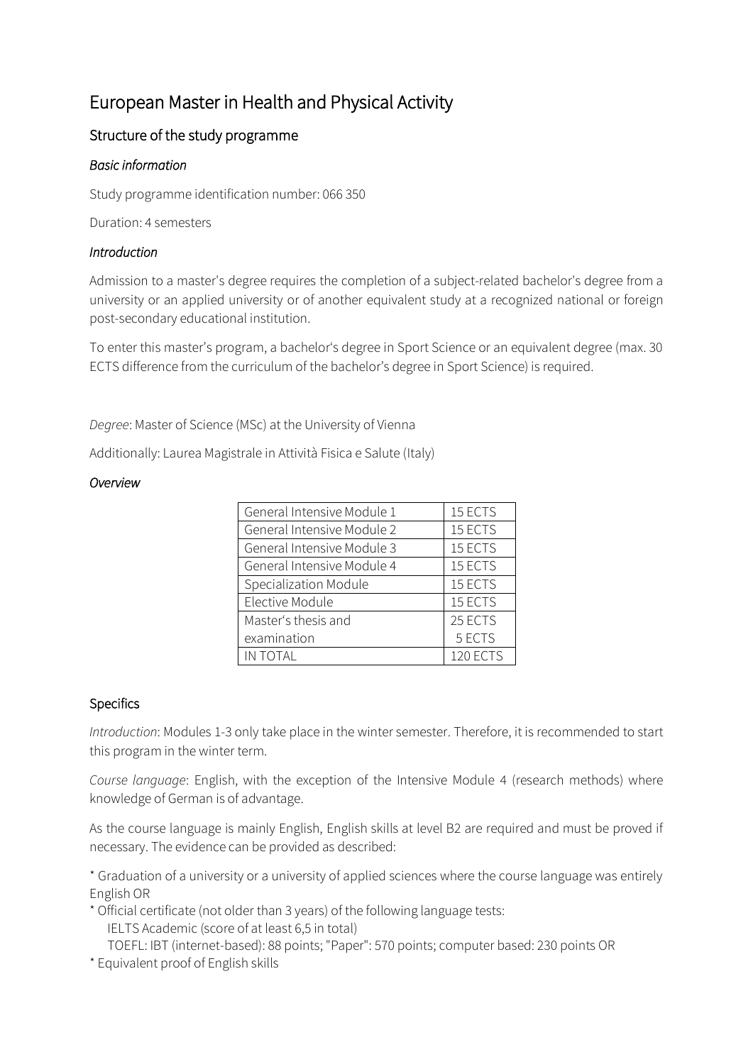# European Master in Health and Physical Activity

## Structure of the study programme

### *Basic information*

Study programme identification number: 066 350

Duration: 4 semesters

### *Introduction*

Admission to a master's degree requires the completion of a subject-related bachelor's degree from a university or an applied university or of another equivalent study at a recognized national or foreign post-secondary educational institution.

To enter this master's program, a bachelor's degree in Sport Science or an equivalent degree (max. 30 ECTS difference from the curriculum of the bachelor's degree in Sport Science) is required.

*Degree*: Master of Science (MSc) at the University of Vienna

Additionally: Laurea Magistrale in Attività Fisica e Salute (Italy)

### *Overview*

| | |
|---|---|
| General Intensive Module 1 | 15 ECTS |
| General Intensive Module 2 | 15 ECTS |
| General Intensive Module 3 | 15 ECTS |
| General Intensive Module 4 | 15 ECTS |
| Specialization Module | 15 ECTS |
| Elective Module | 15 ECTS |
| Master's thesis and examination | 25 ECTS 5 ECTS |
| IN TOTAL | 120 ECTS |

## Specifics

*Introduction*: Modules 1-3 only take place in the winter semester. Therefore, it is recommended to start this program in the winter term.

*Course language*: English, with the exception of the Intensive Module 4 (research methods) where knowledge of German is of advantage.

As the course language is mainly English, English skills at level B2 are required and must be proved if necessary. The evidence can be provided as described:

* Graduation of a university or a university of applied sciences where the course language was entirely English OR
* Official certificate (not older than 3 years) of the following language tests:
  IELTS Academic (score of at least 6,5 in total)
  TOEFL: IBT (internet-based): 88 points; "Paper": 570 points; computer based: 230 points OR
* Equivalent proof of English skills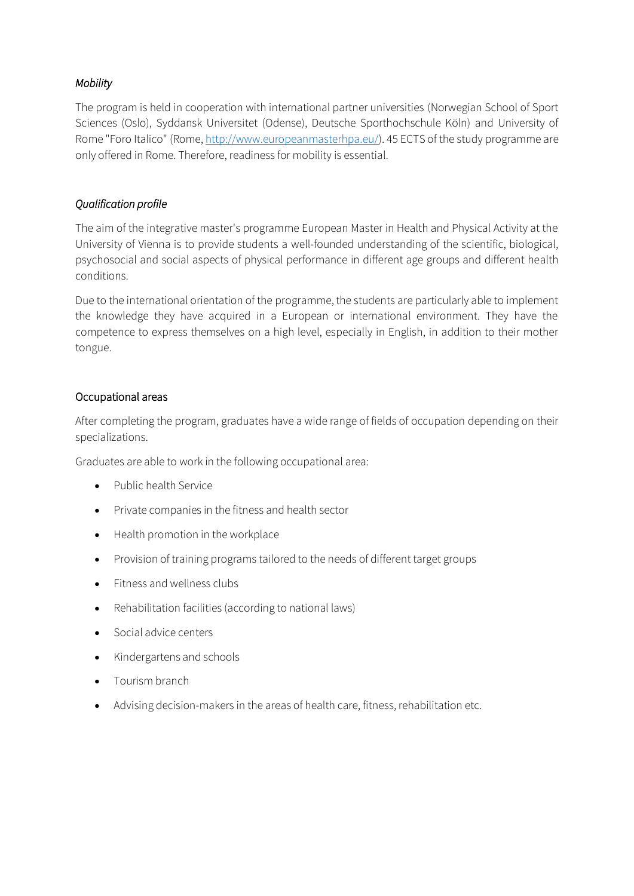*Mobility*

The program is held in cooperation with international partner universities (Norwegian School of Sport Sciences (Oslo), Syddansk Universitet (Odense), Deutsche Sporthochschule Köln) and University of Rome "Foro Italico" (Rome, http://www.europeanmasterhpa.eu/). 45 ECTS of the study programme are only offered in Rome. Therefore, readiness for mobility is essential.

*Qualification profile*

The aim of the integrative master's programme European Master in Health and Physical Activity at the University of Vienna is to provide students a well-founded understanding of the scientific, biological, psychosocial and social aspects of physical performance in different age groups and different health conditions.

Due to the international orientation of the programme, the students are particularly able to implement the knowledge they have acquired in a European or international environment. They have the competence to express themselves on a high level, especially in English, in addition to their mother tongue.

Occupational areas

After completing the program, graduates have a wide range of fields of occupation depending on their specializations.

Graduates are able to work in the following occupational area:

- Public health Service
- Private companies in the fitness and health sector
- Health promotion in the workplace
- Provision of training programs tailored to the needs of different target groups
- Fitness and wellness clubs
- Rehabilitation facilities (according to national laws)
- Social advice centers
- Kindergartens and schools
- Tourism branch
- Advising decision-makers in the areas of health care, fitness, rehabilitation etc.